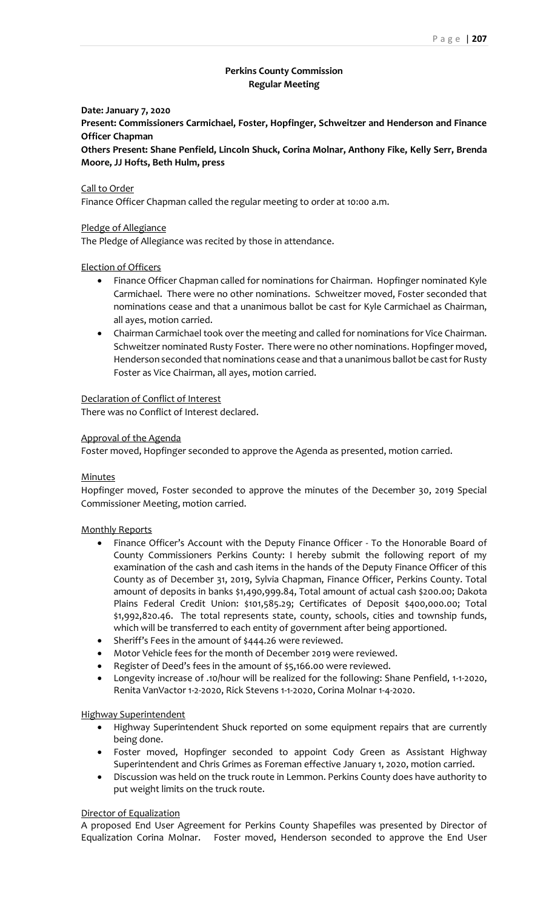**Perkins County Commission**
**Regular Meeting**

**Date: January 7, 2020**

**Present: Commissioners Carmichael, Foster, Hopfinger, Schweitzer and Henderson and Finance Officer Chapman**

**Others Present: Shane Penfield, Lincoln Shuck, Corina Molnar, Anthony Fike, Kelly Serr, Brenda Moore, JJ Hofts, Beth Hulm, press**

Call to Order

Finance Officer Chapman called the regular meeting to order at 10:00 a.m.

Pledge of Allegiance

The Pledge of Allegiance was recited by those in attendance.

Election of Officers

- Finance Officer Chapman called for nominations for Chairman. Hopfinger nominated Kyle Carmichael. There were no other nominations. Schweitzer moved, Foster seconded that nominations cease and that a unanimous ballot be cast for Kyle Carmichael as Chairman, all ayes, motion carried.
- Chairman Carmichael took over the meeting and called for nominations for Vice Chairman. Schweitzer nominated Rusty Foster. There were no other nominations. Hopfinger moved, Henderson seconded that nominations cease and that a unanimous ballot be cast for Rusty Foster as Vice Chairman, all ayes, motion carried.

Declaration of Conflict of Interest

There was no Conflict of Interest declared.

Approval of the Agenda

Foster moved, Hopfinger seconded to approve the Agenda as presented, motion carried.

Minutes

Hopfinger moved, Foster seconded to approve the minutes of the December 30, 2019 Special Commissioner Meeting, motion carried.

Monthly Reports

- Finance Officer's Account with the Deputy Finance Officer - To the Honorable Board of County Commissioners Perkins County: I hereby submit the following report of my examination of the cash and cash items in the hands of the Deputy Finance Officer of this County as of December 31, 2019, Sylvia Chapman, Finance Officer, Perkins County. Total amount of deposits in banks $1,490,999.84, Total amount of actual cash $200.00; Dakota Plains Federal Credit Union: $101,585.29; Certificates of Deposit $400,000.00; Total $1,992,820.46. The total represents state, county, schools, cities and township funds, which will be transferred to each entity of government after being apportioned.
- Sheriff's Fees in the amount of $444.26 were reviewed.
- Motor Vehicle fees for the month of December 2019 were reviewed.
- Register of Deed's fees in the amount of $5,166.00 were reviewed.
- Longevity increase of .10/hour will be realized for the following: Shane Penfield, 1-1-2020, Renita VanVactor 1-2-2020, Rick Stevens 1-1-2020, Corina Molnar 1-4-2020.

Highway Superintendent

- Highway Superintendent Shuck reported on some equipment repairs that are currently being done.
- Foster moved, Hopfinger seconded to appoint Cody Green as Assistant Highway Superintendent and Chris Grimes as Foreman effective January 1, 2020, motion carried.
- Discussion was held on the truck route in Lemmon. Perkins County does have authority to put weight limits on the truck route.

Director of Equalization

A proposed End User Agreement for Perkins County Shapefiles was presented by Director of Equalization Corina Molnar. Foster moved, Henderson seconded to approve the End User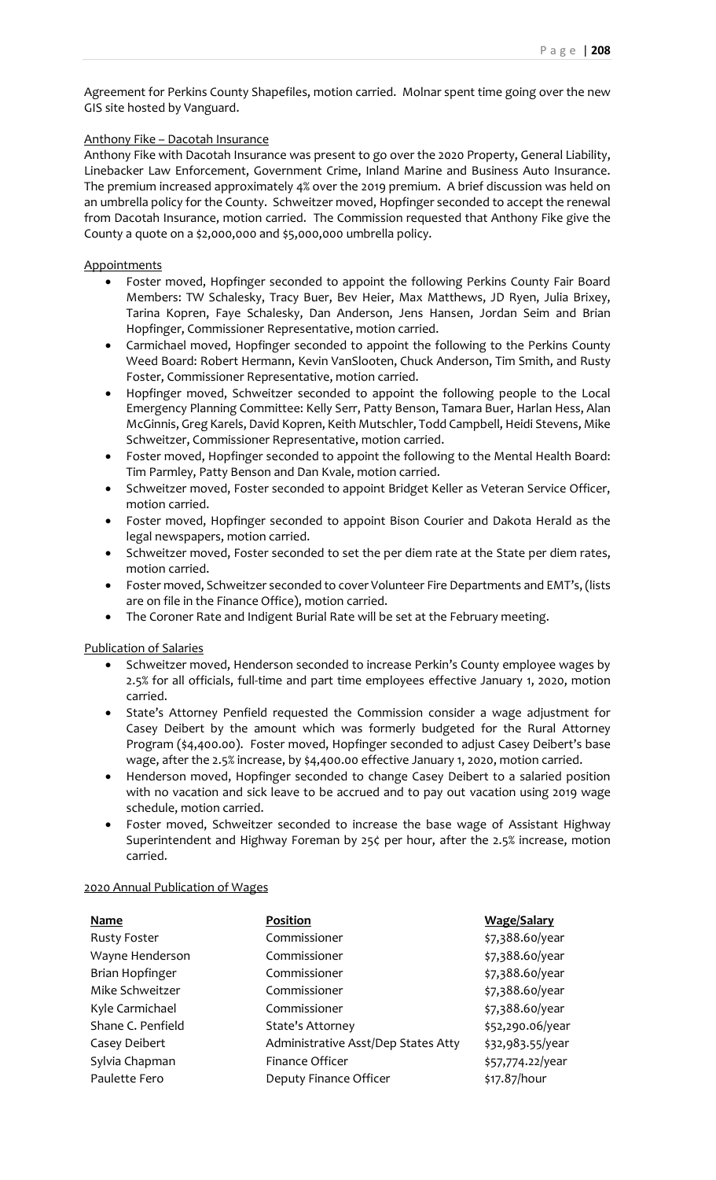Agreement for Perkins County Shapefiles, motion carried. Molnar spent time going over the new GIS site hosted by Vanguard.

Anthony Fike – Dacotah Insurance

Anthony Fike with Dacotah Insurance was present to go over the 2020 Property, General Liability, Linebacker Law Enforcement, Government Crime, Inland Marine and Business Auto Insurance. The premium increased approximately 4% over the 2019 premium. A brief discussion was held on an umbrella policy for the County. Schweitzer moved, Hopfinger seconded to accept the renewal from Dacotah Insurance, motion carried. The Commission requested that Anthony Fike give the County a quote on a $2,000,000 and $5,000,000 umbrella policy.

Appointments

- Foster moved, Hopfinger seconded to appoint the following Perkins County Fair Board Members: TW Schalesky, Tracy Buer, Bev Heier, Max Matthews, JD Ryen, Julia Brixey, Tarina Kopren, Faye Schalesky, Dan Anderson, Jens Hansen, Jordan Seim and Brian Hopfinger, Commissioner Representative, motion carried.
- Carmichael moved, Hopfinger seconded to appoint the following to the Perkins County Weed Board: Robert Hermann, Kevin VanSlooten, Chuck Anderson, Tim Smith, and Rusty Foster, Commissioner Representative, motion carried.
- Hopfinger moved, Schweitzer seconded to appoint the following people to the Local Emergency Planning Committee: Kelly Serr, Patty Benson, Tamara Buer, Harlan Hess, Alan McGinnis, Greg Karels, David Kopren, Keith Mutschler, Todd Campbell, Heidi Stevens, Mike Schweitzer, Commissioner Representative, motion carried.
- Foster moved, Hopfinger seconded to appoint the following to the Mental Health Board: Tim Parmley, Patty Benson and Dan Kvale, motion carried.
- Schweitzer moved, Foster seconded to appoint Bridget Keller as Veteran Service Officer, motion carried.
- Foster moved, Hopfinger seconded to appoint Bison Courier and Dakota Herald as the legal newspapers, motion carried.
- Schweitzer moved, Foster seconded to set the per diem rate at the State per diem rates, motion carried.
- Foster moved, Schweitzer seconded to cover Volunteer Fire Departments and EMT's, (lists are on file in the Finance Office), motion carried.
- The Coroner Rate and Indigent Burial Rate will be set at the February meeting.

Publication of Salaries

- Schweitzer moved, Henderson seconded to increase Perkin's County employee wages by 2.5% for all officials, full-time and part time employees effective January 1, 2020, motion carried.
- State's Attorney Penfield requested the Commission consider a wage adjustment for Casey Deibert by the amount which was formerly budgeted for the Rural Attorney Program ($4,400.00). Foster moved, Hopfinger seconded to adjust Casey Deibert's base wage, after the 2.5% increase, by $4,400.00 effective January 1, 2020, motion carried.
- Henderson moved, Hopfinger seconded to change Casey Deibert to a salaried position with no vacation and sick leave to be accrued and to pay out vacation using 2019 wage schedule, motion carried.
- Foster moved, Schweitzer seconded to increase the base wage of Assistant Highway Superintendent and Highway Foreman by 25¢ per hour, after the 2.5% increase, motion carried.

2020 Annual Publication of Wages

| Name | Position | Wage/Salary |
|---|---|---|
| Rusty Foster | Commissioner | $7,388.60/year |
| Wayne Henderson | Commissioner | $7,388.60/year |
| Brian Hopfinger | Commissioner | $7,388.60/year |
| Mike Schweitzer | Commissioner | $7,388.60/year |
| Kyle Carmichael | Commissioner | $7,388.60/year |
| Shane C. Penfield | State's Attorney | $52,290.06/year |
| Casey Deibert | Administrative Asst/Dep States Atty | $32,983.55/year |
| Sylvia Chapman | Finance Officer | $57,774.22/year |
| Paulette Fero | Deputy Finance Officer | $17.87/hour |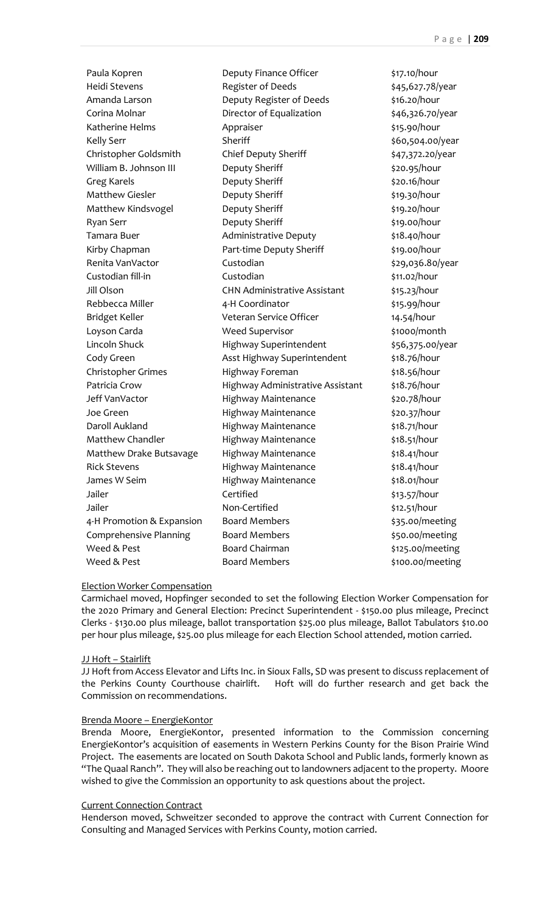| | | |
|---|---|---|
| Paula Kopren | Deputy Finance Officer | $17.10/hour |
| Heidi Stevens | Register of Deeds | $45,627.78/year |
| Amanda Larson | Deputy Register of Deeds | $16.20/hour |
| Corina Molnar | Director of Equalization | $46,326.70/year |
| Katherine Helms | Appraiser | $15.90/hour |
| Kelly Serr | Sheriff | $60,504.00/year |
| Christopher Goldsmith | Chief Deputy Sheriff | $47,372.20/year |
| William B. Johnson III | Deputy Sheriff | $20.95/hour |
| Greg Karels | Deputy Sheriff | $20.16/hour |
| Matthew Giesler | Deputy Sheriff | $19.30/hour |
| Matthew Kindsvogel | Deputy Sheriff | $19.20/hour |
| Ryan Serr | Deputy Sheriff | $19.00/hour |
| Tamara Buer | Administrative Deputy | $18.40/hour |
| Kirby Chapman | Part-time Deputy Sheriff | $19.00/hour |
| Renita VanVactor | Custodian | $29,036.80/year |
| Custodian fill-in | Custodian | $11.02/hour |
| Jill Olson | CHN Administrative Assistant | $15.23/hour |
| Rebbecca Miller | 4-H Coordinator | $15.99/hour |
| Bridget Keller | Veteran Service Officer | 14.54/hour |
| Loyson Carda | Weed Supervisor | $1000/month |
| Lincoln Shuck | Highway Superintendent | $56,375.00/year |
| Cody Green | Asst Highway Superintendent | $18.76/hour |
| Christopher Grimes | Highway Foreman | $18.56/hour |
| Patricia Crow | Highway Administrative Assistant | $18.76/hour |
| Jeff VanVactor | Highway Maintenance | $20.78/hour |
| Joe Green | Highway Maintenance | $20.37/hour |
| Daroll Aukland | Highway Maintenance | $18.71/hour |
| Matthew Chandler | Highway Maintenance | $18.51/hour |
| Matthew Drake Butsavage | Highway Maintenance | $18.41/hour |
| Rick Stevens | Highway Maintenance | $18.41/hour |
| James W Seim | Highway Maintenance | $18.01/hour |
| Jailer | Certified | $13.57/hour |
| Jailer | Non-Certified | $12.51/hour |
| 4-H Promotion & Expansion | Board Members | $35.00/meeting |
| Comprehensive Planning | Board Members | $50.00/meeting |
| Weed & Pest | Board Chairman | $125.00/meeting |
| Weed & Pest | Board Members | $100.00/meeting |

Election Worker Compensation

Carmichael moved, Hopfinger seconded to set the following Election Worker Compensation for the 2020 Primary and General Election: Precinct Superintendent - $150.00 plus mileage, Precinct Clerks - $130.00 plus mileage, ballot transportation $25.00 plus mileage, Ballot Tabulators $10.00 per hour plus mileage, $25.00 plus mileage for each Election School attended, motion carried.

JJ Hoft – Stairlift

JJ Hoft from Access Elevator and Lifts Inc. in Sioux Falls, SD was present to discuss replacement of the Perkins County Courthouse chairlift. Hoft will do further research and get back the Commission on recommendations.

Brenda Moore – EnergieKontor

Brenda Moore, EnergieKontor, presented information to the Commission concerning EnergieKontor's acquisition of easements in Western Perkins County for the Bison Prairie Wind Project. The easements are located on South Dakota School and Public lands, formerly known as "The Quaal Ranch". They will also be reaching out to landowners adjacent to the property. Moore wished to give the Commission an opportunity to ask questions about the project.

Current Connection Contract

Henderson moved, Schweitzer seconded to approve the contract with Current Connection for Consulting and Managed Services with Perkins County, motion carried.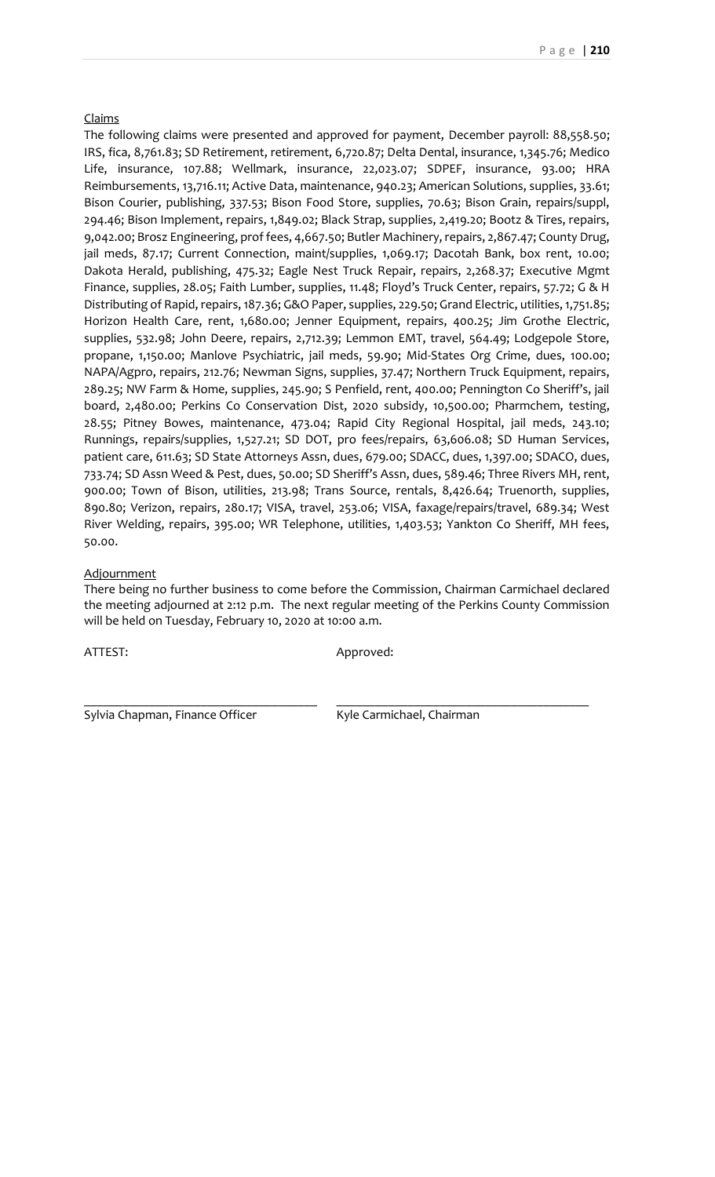Claims

The following claims were presented and approved for payment, December payroll: 88,558.50; IRS, fica, 8,761.83; SD Retirement, retirement, 6,720.87; Delta Dental, insurance, 1,345.76; Medico Life, insurance, 107.88; Wellmark, insurance, 22,023.07; SDPEF, insurance, 93.00; HRA Reimbursements, 13,716.11; Active Data, maintenance, 940.23; American Solutions, supplies, 33.61; Bison Courier, publishing, 337.53; Bison Food Store, supplies, 70.63; Bison Grain, repairs/suppl, 294.46; Bison Implement, repairs, 1,849.02; Black Strap, supplies, 2,419.20; Bootz & Tires, repairs, 9,042.00; Brosz Engineering, prof fees, 4,667.50; Butler Machinery, repairs, 2,867.47; County Drug, jail meds, 87.17; Current Connection, maint/supplies, 1,069.17; Dacotah Bank, box rent, 10.00; Dakota Herald, publishing, 475.32; Eagle Nest Truck Repair, repairs, 2,268.37; Executive Mgmt Finance, supplies, 28.05; Faith Lumber, supplies, 11.48; Floyd's Truck Center, repairs, 57.72; G & H Distributing of Rapid, repairs, 187.36; G&O Paper, supplies, 229.50; Grand Electric, utilities, 1,751.85; Horizon Health Care, rent, 1,680.00; Jenner Equipment, repairs, 400.25; Jim Grothe Electric, supplies, 532.98; John Deere, repairs, 2,712.39; Lemmon EMT, travel, 564.49; Lodgepole Store, propane, 1,150.00; Manlove Psychiatric, jail meds, 59.90; Mid-States Org Crime, dues, 100.00; NAPA/Agpro, repairs, 212.76; Newman Signs, supplies, 37.47; Northern Truck Equipment, repairs, 289.25; NW Farm & Home, supplies, 245.90; S Penfield, rent, 400.00; Pennington Co Sheriff's, jail board, 2,480.00; Perkins Co Conservation Dist, 2020 subsidy, 10,500.00; Pharmchem, testing, 28.55; Pitney Bowes, maintenance, 473.04; Rapid City Regional Hospital, jail meds, 243.10; Runnings, repairs/supplies, 1,527.21; SD DOT, pro fees/repairs, 63,606.08; SD Human Services, patient care, 611.63; SD State Attorneys Assn, dues, 679.00; SDACC, dues, 1,397.00; SDACO, dues, 733.74; SD Assn Weed & Pest, dues, 50.00; SD Sheriff's Assn, dues, 589.46; Three Rivers MH, rent, 900.00; Town of Bison, utilities, 213.98; Trans Source, rentals, 8,426.64; Truenorth, supplies, 890.80; Verizon, repairs, 280.17; VISA, travel, 253.06; VISA, faxage/repairs/travel, 689.34; West River Welding, repairs, 395.00; WR Telephone, utilities, 1,403.53; Yankton Co Sheriff, MH fees, 50.00.

Adjournment

There being no further business to come before the Commission, Chairman Carmichael declared the meeting adjourned at 2:12 p.m. The next regular meeting of the Perkins County Commission will be held on Tuesday, February 10, 2020 at 10:00 a.m.

ATTEST: Approved:

\_\_\_\_\_\_\_\_\_\_\_\_\_\_\_\_\_\_\_\_\_\_\_\_\_\_\_\_\_\_ \_\_\_\_\_\_\_\_\_\_\_\_\_\_\_\_\_\_\_\_\_\_\_\_\_\_\_\_\_\_

Sylvia Chapman, Finance Officer Kyle Carmichael, Chairman